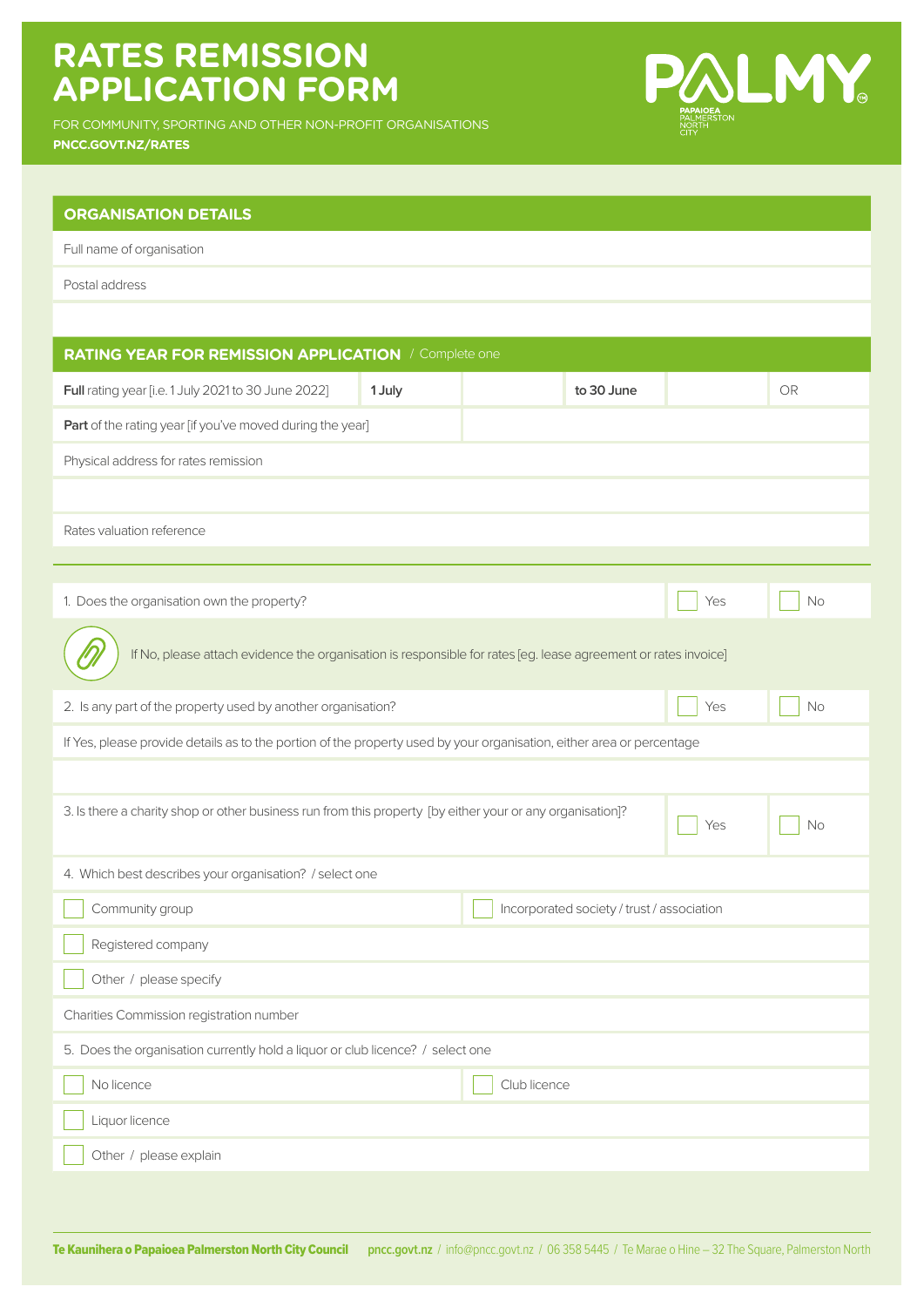# RATES REMISSION APPLICATION FORM

FOR COMMUNITY, SPORTING AND OTHER NON-PROFIT ORGANISATIONS

**PNCC.GOVT.NZ/RATES**

PALMY — PAPAIOEA PALMERSTON NORTH CITY

## ORGANISATION DETAILS

Full name of organisation

Postal address

## RATING YEAR FOR REMISSION APPLICATION / Complete one

| **Full** rating year [i.e. 1 July 2021 to 30 June 2022] | **1 July** | | **to 30 June** | | OR |
|---|---|---|---|---|---|
| **Part** of the rating year [if you've moved during the year] | | | | | |

Physical address for rates remission

Rates valuation reference

1. Does the organisation own the property? ☐ Yes ☐ No

If No, please attach evidence the organisation is responsible for rates [eg. lease agreement or rates invoice]

2. Is any part of the property used by another organisation? ☐ Yes ☐ No

If Yes, please provide details as to the portion of the property used by your organisation, either area or percentage

3. Is there a charity shop or other business run from this property [by either your or any organisation]? ☐ Yes ☐ No

4. Which best describes your organisation? / select one

- ☐ Community group
- ☐ Incorporated society / trust / association
- ☐ Registered company
- ☐ Other / please specify

Charities Commission registration number

5. Does the organisation currently hold a liquor or club licence? / select one

- ☐ No licence
- ☐ Club licence
- ☐ Liquor licence
- ☐ Other / please explain

**Te Kaunihera o Papaioea Palmerston North City Council** **pncc.govt.nz** / info@pncc.govt.nz / 06 358 5445 / Te Marae o Hine – 32 The Square, Palmerston North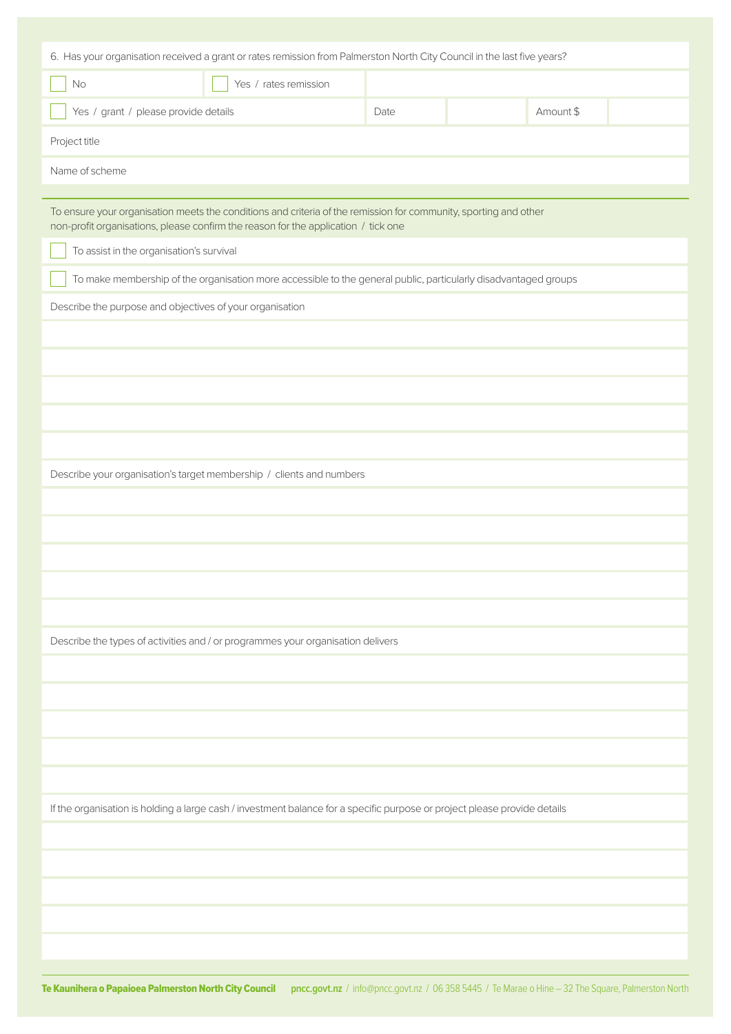6. Has your organisation received a grant or rates remission from Palmerston North City Council in the last five years?

☐ No ☐ Yes / rates remission

☐ Yes / grant / please provide details | Date | | Amount $ |

Project title

Name of scheme

To ensure your organisation meets the conditions and criteria of the remission for community, sporting and other non-profit organisations, please confirm the reason for the application / tick one

☐ To assist in the organisation's survival

☐ To make membership of the organisation more accessible to the general public, particularly disadvantaged groups

Describe the purpose and objectives of your organisation

Describe your organisation's target membership / clients and numbers

Describe the types of activities and / or programmes your organisation delivers

If the organisation is holding a large cash / investment balance for a specific purpose or project please provide details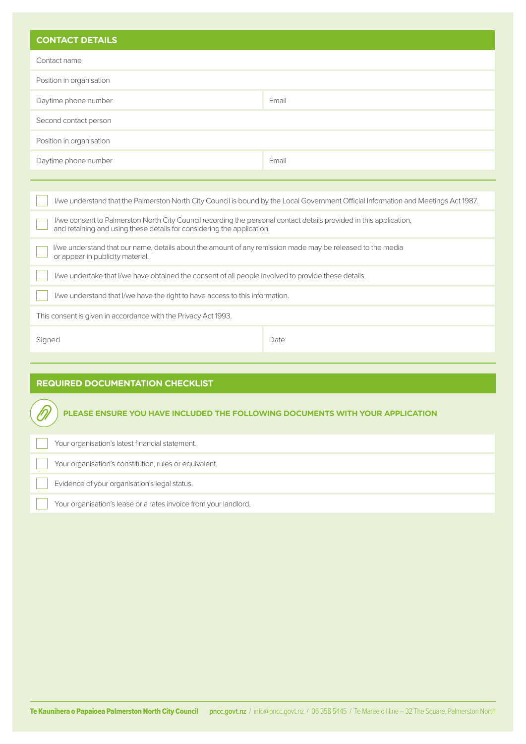## CONTACT DETAILS

| | |
|---|---|
| Contact name | |
| Position in organisation | |
| Daytime phone number | Email |
| Second contact person | |
| Position in organisation | |
| Daytime phone number | Email |

- [ ] I/we understand that the Palmerston North City Council is bound by the Local Government Official Information and Meetings Act 1987.
- [ ] I/we consent to Palmerston North City Council recording the personal contact details provided in this application, and retaining and using these details for considering the application.
- [ ] I/we understand that our name, details about the amount of any remission made may be released to the media or appear in publicity material.
- [ ] I/we undertake that I/we have obtained the consent of all people involved to provide these details.
- [ ] I/we understand that I/we have the right to have access to this information.

This consent is given in accordance with the Privacy Act 1993.

| | |
|---|---|
| Signed | Date |

## REQUIRED DOCUMENTATION CHECKLIST

**PLEASE ENSURE YOU HAVE INCLUDED THE FOLLOWING DOCUMENTS WITH YOUR APPLICATION**

- [ ] Your organisation's latest financial statement.
- [ ] Your organisation's constitution, rules or equivalent.
- [ ] Evidence of your organisation's legal status.
- [ ] Your organisation's lease or a rates invoice from your landlord.

**Te Kaunihera o Papaioea Palmerston North City Council** **pncc.govt.nz** / info@pncc.govt.nz / 06 358 5445 / Te Marae o Hine – 32 The Square, Palmerston North